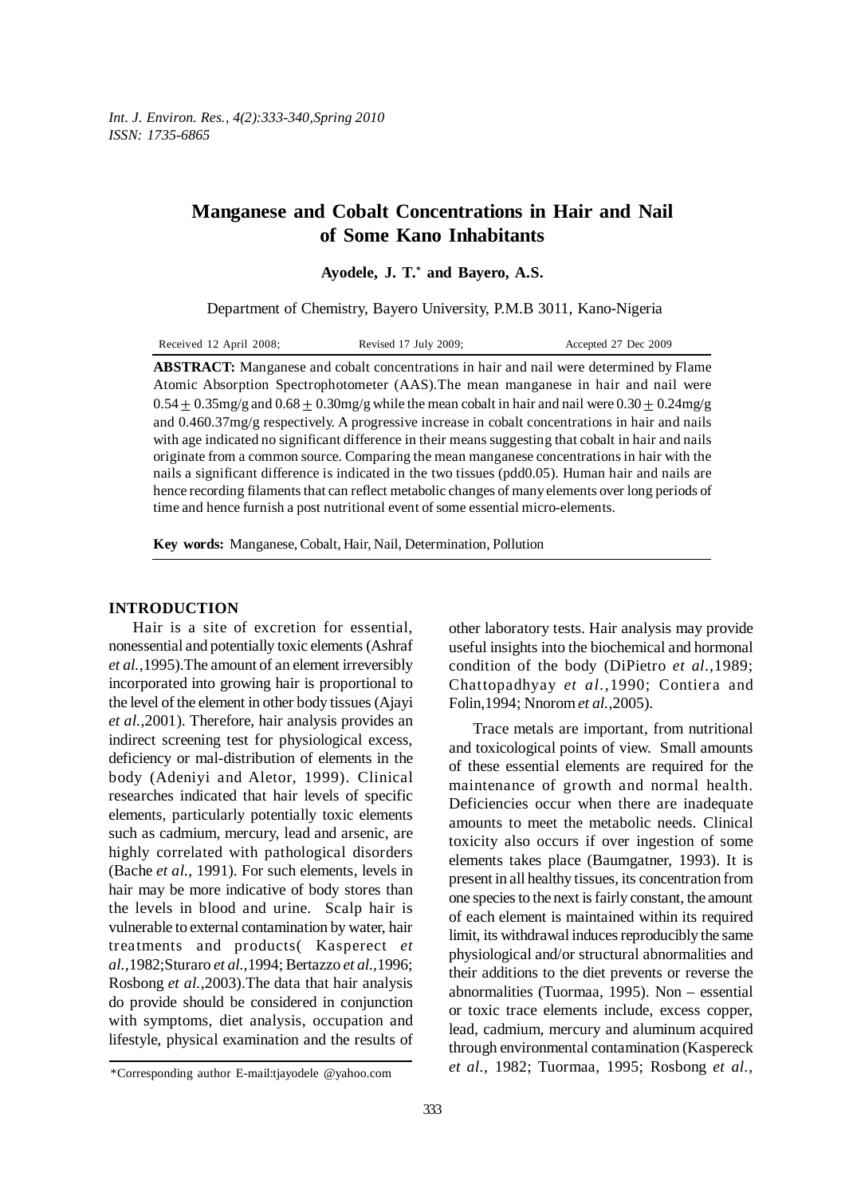# Manganese and Cobalt Concentrations in Hair and Nail of Some Kano Inhabitants

**Ayodele, J. T.[*] and Bayero, A.S.**

Department of Chemistry, Bayero University, P.M.B 3011, Kano-Nigeria

| Received 12 April 2008; | Revised 17 July 2009; | Accepted 27 Dec 2009 |
|---|---|---|

**ABSTRACT:** Manganese and cobalt concentrations in hair and nail were determined by Flame Atomic Absorption Spectrophotometer (AAS).The mean manganese in hair and nail were $0.54 \pm 0.35$mg/g and $0.68 \pm 0.30$mg/g while the mean cobalt in hair and nail were $0.30 \pm 0.24$mg/g and 0.460.37mg/g respectively. A progressive increase in cobalt concentrations in hair and nails with age indicated no significant difference in their means suggesting that cobalt in hair and nails originate from a common source. Comparing the mean manganese concentrations in hair with the nails a significant difference is indicated in the two tissues (pdd0.05). Human hair and nails are hence recording filaments that can reflect metabolic changes of many elements over long periods of time and hence furnish a post nutritional event of some essential micro-elements.

**Key words:** Manganese, Cobalt, Hair, Nail, Determination, Pollution

## INTRODUCTION

Hair is a site of excretion for essential, nonessential and potentially toxic elements (Ashraf *et al.*,1995).The amount of an element irreversibly incorporated into growing hair is proportional to the level of the element in other body tissues (Ajayi *et al.*,2001). Therefore, hair analysis provides an indirect screening test for physiological excess, deficiency or mal-distribution of elements in the body (Adeniyi and Aletor, 1999). Clinical researches indicated that hair levels of specific elements, particularly potentially toxic elements such as cadmium, mercury, lead and arsenic, are highly correlated with pathological disorders (Bache *et al.,* 1991). For such elements, levels in hair may be more indicative of body stores than the levels in blood and urine. Scalp hair is vulnerable to external contamination by water, hair treatments and products( Kasperect *et al.*,1982;Sturaro *et al.*,1994; Bertazzo *et al.*,1996; Rosbong *et al.*,2003).The data that hair analysis do provide should be considered in conjunction with symptoms, diet analysis, occupation and lifestyle, physical examination and the results of other laboratory tests. Hair analysis may provide useful insights into the biochemical and hormonal condition of the body (DiPietro *et al.*,1989; Chattopadhyay *et al.*,1990; Contiera and Folin,1994; Nnorom *et al.*,2005).

Trace metals are important, from nutritional and toxicological points of view. Small amounts of these essential elements are required for the maintenance of growth and normal health. Deficiencies occur when there are inadequate amounts to meet the metabolic needs. Clinical toxicity also occurs if over ingestion of some elements takes place (Baumgatner, 1993). It is present in all healthy tissues, its concentration from one species to the next is fairly constant, the amount of each element is maintained within its required limit, its withdrawal induces reproducibly the same physiological and/or structural abnormalities and their additions to the diet prevents or reverse the abnormalities (Tuormaa, 1995). Non – essential or toxic trace elements include, excess copper, lead, cadmium, mercury and aluminum acquired through environmental contamination (Kaspereck *et al.*, 1982; Tuormaa, 1995; Rosbong *et al.*,

*Corresponding author E-mail:tjayodele @yahoo.com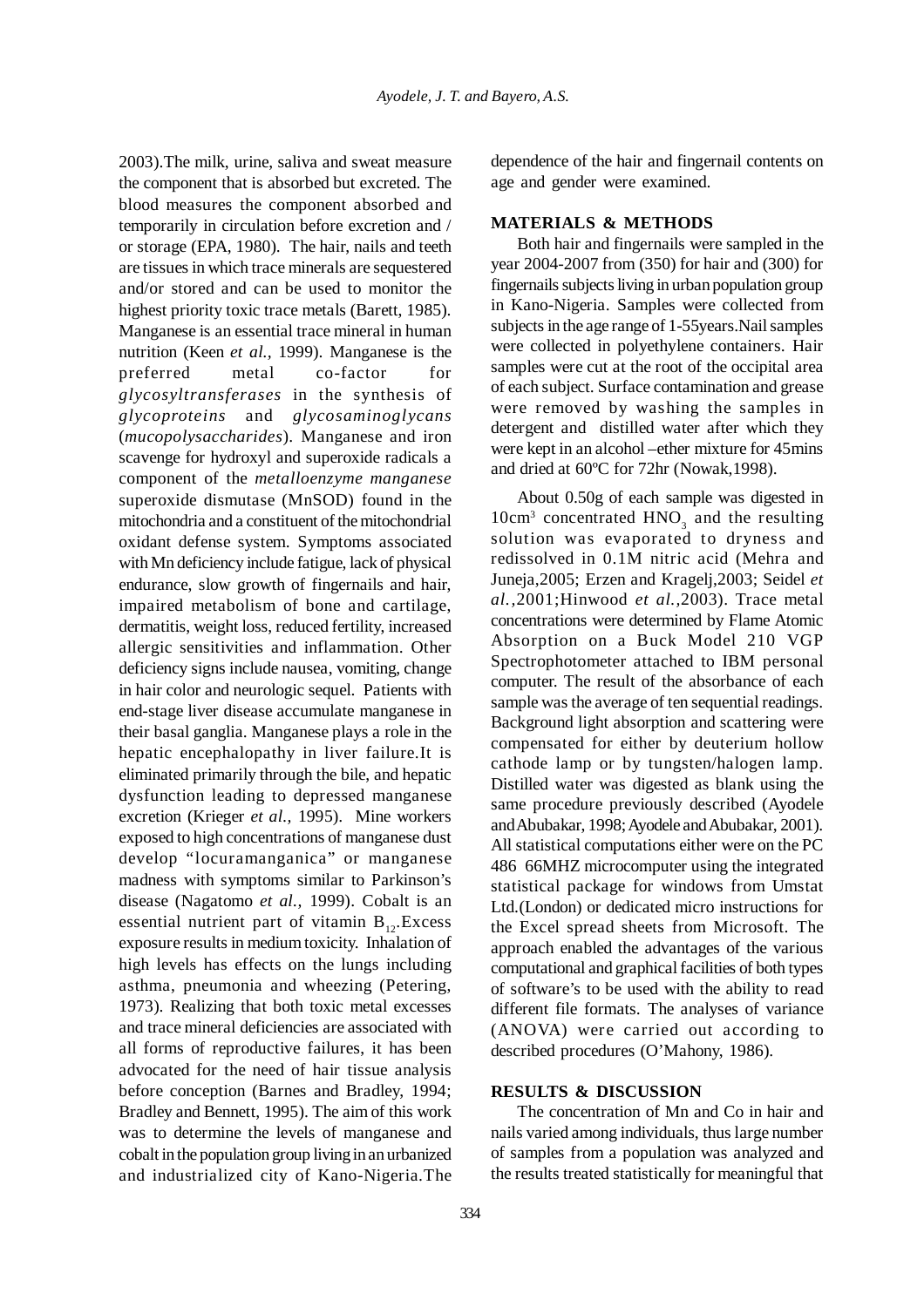2003).The milk, urine, saliva and sweat measure the component that is absorbed but excreted. The blood measures the component absorbed and temporarily in circulation before excretion and / or storage (EPA, 1980). The hair, nails and teeth are tissues in which trace minerals are sequestered and/or stored and can be used to monitor the highest priority toxic trace metals (Barett, 1985). Manganese is an essential trace mineral in human nutrition (Keen *et al.,* 1999). Manganese is the preferred metal co-factor for *glycosyltransferases* in the synthesis of *glycoproteins* and *glycosaminoglycans* (*mucopolysaccharides*). Manganese and iron scavenge for hydroxyl and superoxide radicals a component of the *metalloenzyme manganese* superoxide dismutase (MnSOD) found in the mitochondria and a constituent of the mitochondrial oxidant defense system. Symptoms associated with Mn deficiency include fatigue, lack of physical endurance, slow growth of fingernails and hair, impaired metabolism of bone and cartilage, dermatitis, weight loss, reduced fertility, increased allergic sensitivities and inflammation. Other deficiency signs include nausea, vomiting, change in hair color and neurologic sequel. Patients with end-stage liver disease accumulate manganese in their basal ganglia. Manganese plays a role in the hepatic encephalopathy in liver failure.It is eliminated primarily through the bile, and hepatic dysfunction leading to depressed manganese excretion (Krieger *et al.,* 1995). Mine workers exposed to high concentrations of manganese dust develop "locuramanganica" or manganese madness with symptoms similar to Parkinson's disease (Nagatomo *et al.,* 1999). Cobalt is an essential nutrient part of vitamin $B_{12}$.Excess exposure results in medium toxicity. Inhalation of high levels has effects on the lungs including asthma, pneumonia and wheezing (Petering, 1973). Realizing that both toxic metal excesses and trace mineral deficiencies are associated with all forms of reproductive failures, it has been advocated for the need of hair tissue analysis before conception (Barnes and Bradley, 1994; Bradley and Bennett, 1995). The aim of this work was to determine the levels of manganese and cobalt in the population group living in an urbanized and industrialized city of Kano-Nigeria.The dependence of the hair and fingernail contents on age and gender were examined.

## MATERIALS & METHODS

Both hair and fingernails were sampled in the year 2004-2007 from (350) for hair and (300) for fingernails subjects living in urban population group in Kano-Nigeria. Samples were collected from subjects in the age range of 1-55years.Nail samples were collected in polyethylene containers. Hair samples were cut at the root of the occipital area of each subject. Surface contamination and grease were removed by washing the samples in detergent and distilled water after which they were kept in an alcohol –ether mixture for 45mins and dried at 60ºC for 72hr (Nowak,1998).

About 0.50g of each sample was digested in $10cm^3$ concentrated $HNO_3$ and the resulting solution was evaporated to dryness and redissolved in 0.1M nitric acid (Mehra and Juneja,2005; Erzen and Kragelj,2003; Seidel *et al.,*2001;Hinwood *et al.,*2003). Trace metal concentrations were determined by Flame Atomic Absorption on a Buck Model 210 VGP Spectrophotometer attached to IBM personal computer. The result of the absorbance of each sample was the average of ten sequential readings. Background light absorption and scattering were compensated for either by deuterium hollow cathode lamp or by tungsten/halogen lamp. Distilled water was digested as blank using the same procedure previously described (Ayodele and Abubakar, 1998; Ayodele and Abubakar, 2001). All statistical computations either were on the PC 486 66MHZ microcomputer using the integrated statistical package for windows from Umstat Ltd.(London) or dedicated micro instructions for the Excel spread sheets from Microsoft. The approach enabled the advantages of the various computational and graphical facilities of both types of software's to be used with the ability to read different file formats. The analyses of variance (ANOVA) were carried out according to described procedures (O'Mahony, 1986).

## RESULTS & DISCUSSION

The concentration of Mn and Co in hair and nails varied among individuals, thus large number of samples from a population was analyzed and the results treated statistically for meaningful that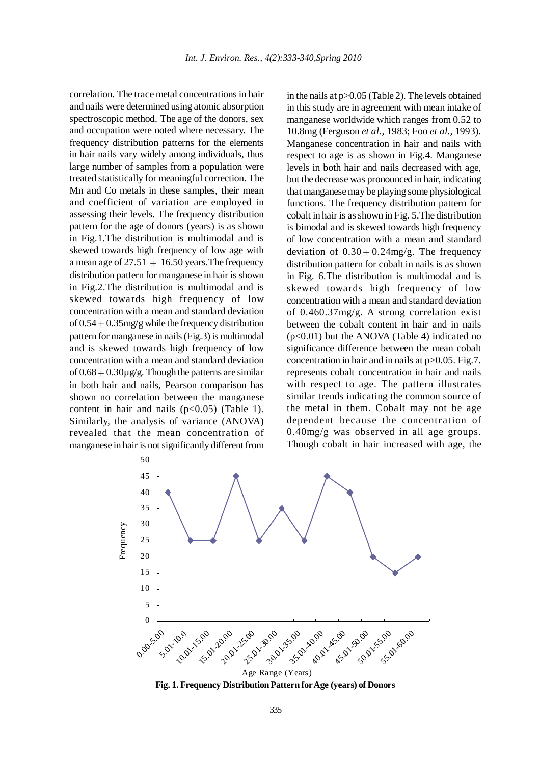correlation. The trace metal concentrations in hair and nails were determined using atomic absorption spectroscopic method. The age of the donors, sex and occupation were noted where necessary. The frequency distribution patterns for the elements in hair nails vary widely among individuals, thus large number of samples from a population were treated statistically for meaningful correction. The Mn and Co metals in these samples, their mean and coefficient of variation are employed in assessing their levels. The frequency distribution pattern for the age of donors (years) is as shown in Fig.1.The distribution is multimodal and is skewed towards high frequency of low age with a mean age of $27.51 \pm 16.50$ years.The frequency distribution pattern for manganese in hair is shown in Fig.2.The distribution is multimodal and is skewed towards high frequency of low concentration with a mean and standard deviation of $0.54 \pm 0.35$mg/g while the frequency distribution pattern for manganese in nails (Fig.3) is multimodal and is skewed towards high frequency of low concentration with a mean and standard deviation of $0.68 \pm 0.30$µg/g. Though the patterns are similar in both hair and nails, Pearson comparison has shown no correlation between the manganese content in hair and nails ($p<0.05$) (Table 1). Similarly, the analysis of variance (ANOVA) revealed that the mean concentration of manganese in hair is not significantly different from in the nails at $p>0.05$ (Table 2). The levels obtained in this study are in agreement with mean intake of manganese worldwide which ranges from 0.52 to 10.8mg (Ferguson *et al.,* 1983; Foo *et al.,* 1993). Manganese concentration in hair and nails with respect to age is as shown in Fig.4. Manganese levels in both hair and nails decreased with age, but the decrease was pronounced in hair, indicating that manganese may be playing some physiological functions. The frequency distribution pattern for cobalt in hair is as shown in Fig. 5.The distribution is bimodal and is skewed towards high frequency of low concentration with a mean and standard deviation of $0.30 \pm 0.24$mg/g. The frequency distribution pattern for cobalt in nails is as shown in Fig. 6.The distribution is multimodal and is skewed towards high frequency of low concentration with a mean and standard deviation of 0.460.37mg/g. A strong correlation exist between the cobalt content in hair and in nails ($p<0.01$) but the ANOVA (Table 4) indicated no significance difference between the mean cobalt concentration in hair and in nails at $p>0.05$. Fig.7. represents cobalt concentration in hair and nails with respect to age. The pattern illustrates similar trends indicating the common source of the metal in them. Cobalt may not be age dependent because the concentration of 0.40mg/g was observed in all age groups. Though cobalt in hair increased with age, the

**Fig. 1. Frequency Distribution Pattern for Age (years) of Donors**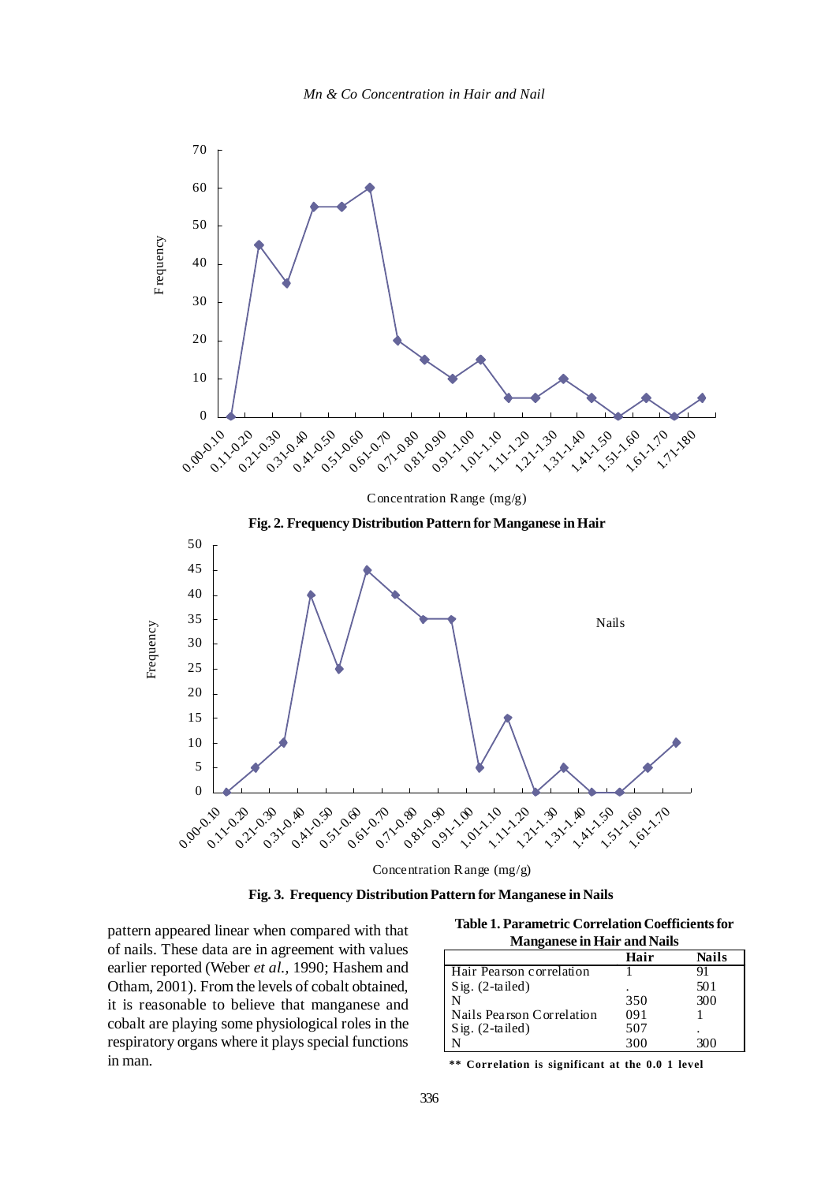Fig. 2. **Frequency Distribution Pattern for Manganese in Hair**

Fig. 3. **Frequency Distribution Pattern for Manganese in Nails**

pattern appeared linear when compared with that of nails. These data are in agreement with values earlier reported (Weber *et al.,* 1990; Hashem and Otham, 2001). From the levels of cobalt obtained, it is reasonable to believe that manganese and cobalt are playing some physiological roles in the respiratory organs where it plays special functions in man.

**Table 1. Parametric Correlation Coefficients for Manganese in Hair and Nails**

| | Hair | Nails |
|---|---|---|
| Hair Pearson correlation | 1 | 91 |
| Sig. (2-tailed) | . | 501 |
| N | 350 | 300 |
| Nails Pearson Correlation | 091 | 1 |
| Sig. (2-tailed) | 507 | . |
| N | 300 | 300 |

** Correlation is significant at the 0.0 1 level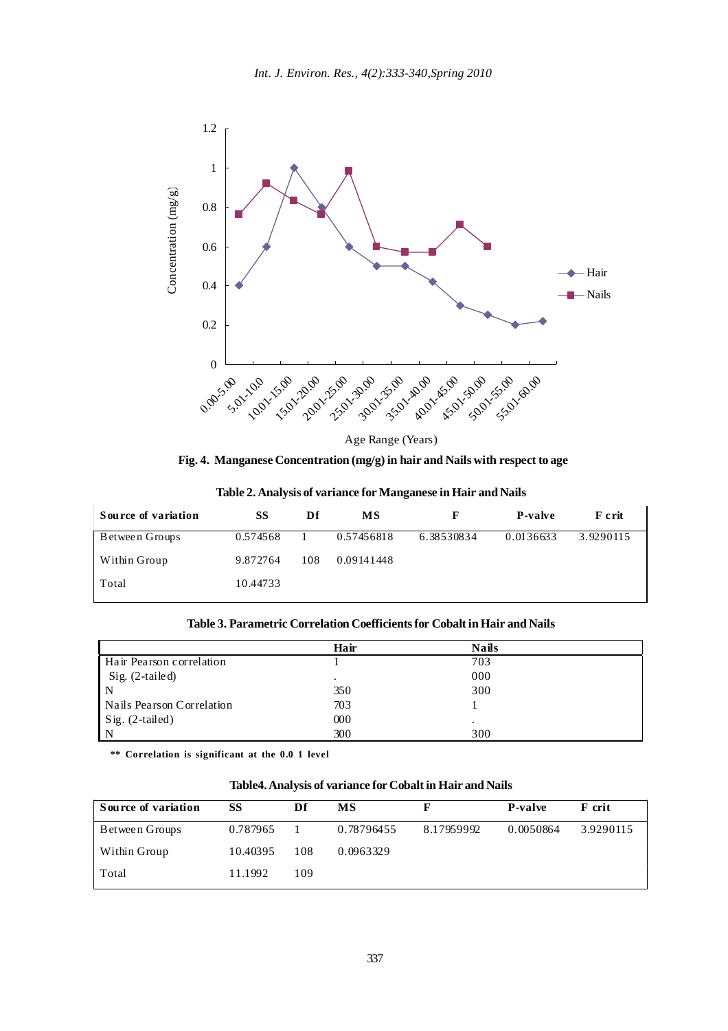Fig. 4. Manganese Concentration (mg/g) in hair and Nails with respect to age

**Table 2. Analysis of variance for Manganese in Hair and Nails**

| Source of variation | SS | Df | MS | F | P-valve | F crit |
|---|---|---|---|---|---|---|
| Between Groups | 0.574568 | 1 | 0.57456818 | 6.38530834 | 0.0136633 | 3.9290115 |
| Within Group | 9.872764 | 108 | 0.09141448 | | | |
| Total | 10.44733 | | | | | |

**Table 3. Parametric Correlation Coefficients for Cobalt in Hair and Nails**

| | Hair | Nails |
|---|---|---|
| Hair Pearson correlation | 1 | 703 |
| Sig. (2-tailed) | . | 000 |
| N | 350 | 300 |
| Nails Pearson Correlation | 703 | 1 |
| Sig. (2-tailed) | 000 | . |
| N | 300 | 300 |

**\*\* Correlation is significant at the 0.0 1 level**

**Table4. Analysis of variance for Cobalt in Hair and Nails**

| Source of variation | SS | Df | MS | F | P-valve | F crit |
|---|---|---|---|---|---|---|
| Between Groups | 0.787965 | 1 | 0.78796455 | 8.17959992 | 0.0050864 | 3.9290115 |
| Within Group | 10.40395 | 108 | 0.0963329 | | | |
| Total | 11.1992 | 109 | | | | |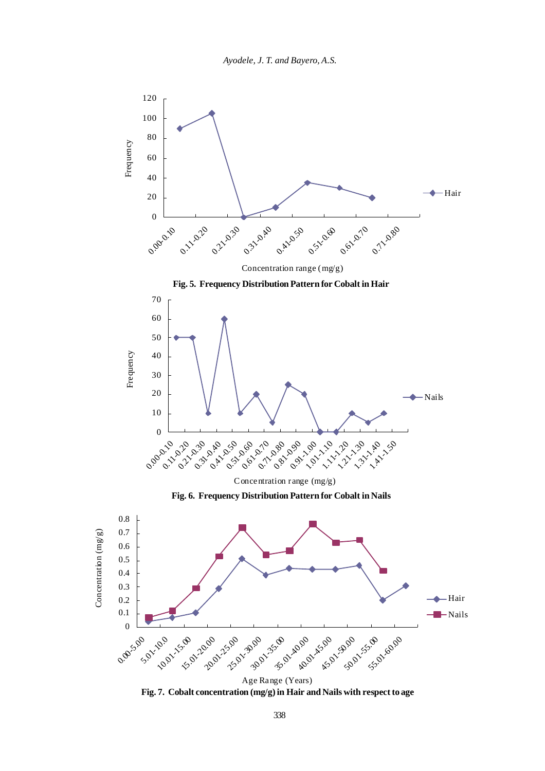**Fig. 5. Frequency Distribution Pattern for Cobalt in Hair**

**Fig. 6. Frequency Distribution Pattern for Cobalt in Nails**

**Fig. 7. Cobalt concentration (mg/g) in Hair and Nails with respect to age**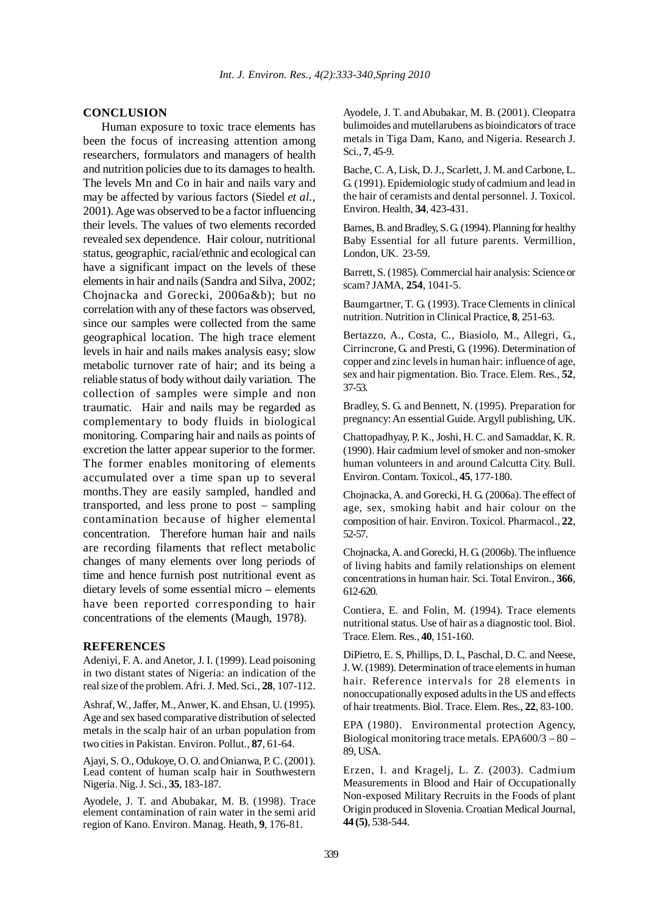## CONCLUSION

Human exposure to toxic trace elements has been the focus of increasing attention among researchers, formulators and managers of health and nutrition policies due to its damages to health. The levels Mn and Co in hair and nails vary and may be affected by various factors (Siedel *et al.*, 2001). Age was observed to be a factor influencing their levels. The values of two elements recorded revealed sex dependence. Hair colour, nutritional status, geographic, racial/ethnic and ecological can have a significant impact on the levels of these elements in hair and nails (Sandra and Silva, 2002; Chojnacka and Gorecki, 2006a&b); but no correlation with any of these factors was observed, since our samples were collected from the same geographical location. The high trace element levels in hair and nails makes analysis easy; slow metabolic turnover rate of hair; and its being a reliable status of body without daily variation. The collection of samples were simple and non traumatic. Hair and nails may be regarded as complementary to body fluids in biological monitoring. Comparing hair and nails as points of excretion the latter appear superior to the former. The former enables monitoring of elements accumulated over a time span up to several months.They are easily sampled, handled and transported, and less prone to post – sampling contamination because of higher elemental concentration. Therefore human hair and nails are recording filaments that reflect metabolic changes of many elements over long periods of time and hence furnish post nutritional event as dietary levels of some essential micro – elements have been reported corresponding to hair concentrations of the elements (Maugh, 1978).

## REFERENCES

Adeniyi, F. A. and Anetor, J. I. (1999). Lead poisoning in two distant states of Nigeria: an indication of the real size of the problem. Afri. J. Med. Sci., **28**, 107-112.

Ashraf, W., Jaffer, M., Anwer, K. and Ehsan, U. (1995). Age and sex based comparative distribution of selected metals in the scalp hair of an urban population from two cities in Pakistan. Environ. Pollut., **87**, 61-64.

Ajayi, S. O., Odukoye, O. O. and Onianwa, P. C. (2001). Lead content of human scalp hair in Southwestern Nigeria. Nig. J. Sci., **35**, 183-187.

Ayodele, J. T. and Abubakar, M. B. (1998). Trace element contamination of rain water in the semi arid region of Kano. Environ. Manag. Heath, **9**, 176-81.

Ayodele, J. T. and Abubakar, M. B. (2001). Cleopatra bulimoides and mutellarubens as bioindicators of trace metals in Tiga Dam, Kano, and Nigeria. Research J. Sci., **7**, 45-9.

Bache, C. A, Lisk, D. J., Scarlett, J. M. and Carbone, L. G. (1991). Epidemiologic study of cadmium and lead in the hair of ceramists and dental personnel. J. Toxicol. Environ. Health, **34**, 423-431.

Barnes, B. and Bradley, S. G. (1994). Planning for healthy Baby Essential for all future parents. Vermillion, London, UK. 23-59.

Barrett, S. (1985). Commercial hair analysis: Science or scam? JAMA, **254**, 1041-5.

Baumgartner, T. G. (1993). Trace Clements in clinical nutrition. Nutrition in Clinical Practice, **8**, 251-63.

Bertazzo, A., Costa, C., Biasiolo, M., Allegri, G., Cirrincrone, G. and Presti, G. (1996). Determination of copper and zinc levels in human hair: influence of age, sex and hair pigmentation. Bio. Trace. Elem. Res., **52**, 37-53.

Bradley, S. G. and Bennett, N. (1995). Preparation for pregnancy: An essential Guide. Argyll publishing, UK.

Chattopadhyay, P. K., Joshi, H. C. and Samaddar, K. R. (1990). Hair cadmium level of smoker and non-smoker human volunteers in and around Calcutta City. Bull. Environ. Contam. Toxicol., **45**, 177-180.

Chojnacka, A. and Gorecki, H. G. (2006a). The effect of age, sex, smoking habit and hair colour on the composition of hair. Environ. Toxicol. Pharmacol., **22**, 52-57.

Chojnacka, A. and Gorecki, H. G. (2006b). The influence of living habits and family relationships on element concentrations in human hair. Sci. Total Environ., **366**, 612-620.

Contiera, E. and Folin, M. (1994). Trace elements nutritional status. Use of hair as a diagnostic tool. Biol. Trace. Elem. Res., **40**, 151-160.

DiPietro, E. S, Phillips, D. L, Paschal, D. C. and Neese, J. W. (1989). Determination of trace elements in human hair. Reference intervals for 28 elements in nonoccupationally exposed adults in the US and effects of hair treatments. Biol. Trace. Elem. Res., **22**, 83-100.

EPA (1980). Environmental protection Agency, Biological monitoring trace metals. EPA600/3 – 80 – 89, USA.

Erzen, I. and Kragelj, L. Z. (2003). Cadmium Measurements in Blood and Hair of Occupationally Non-exposed Military Recruits in the Foods of plant Origin produced in Slovenia. Croatian Medical Journal, **44 (5)**, 538-544.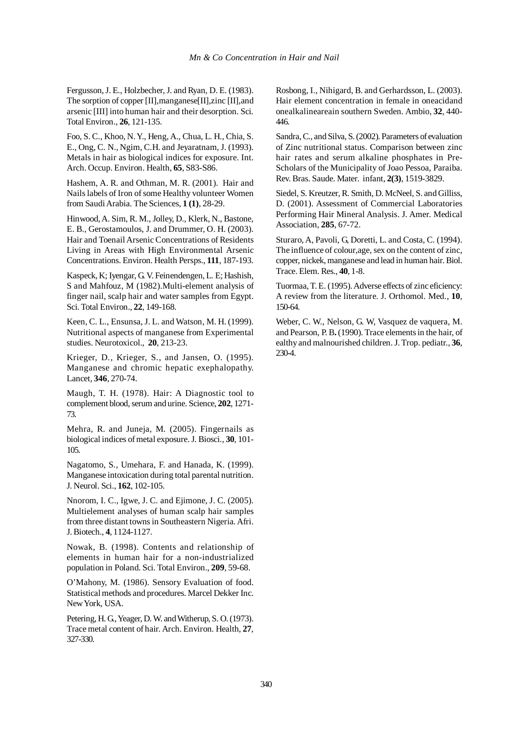Fergusson, J. E., Holzbecher, J. and Ryan, D. E. (1983). The sorption of copper [II],manganese[II],zinc [II],and arsenic [III] into human hair and their desorption. Sci. Total Environ., **26**, 121-135.

Foo, S. C., Khoo, N. Y., Heng, A., Chua, L. H., Chia, S. E., Ong, C. N., Ngim, C.H. and Jeyaratnam, J. (1993). Metals in hair as biological indices for exposure. Int. Arch. Occup. Environ. Health, **65**, S83-S86.

Hashem, A. R. and Othman, M. R. (2001). Hair and Nails labels of Iron of some Healthy volunteer Women from Saudi Arabia. The Sciences, **1 (1)**, 28-29.

Hinwood, A. Sim, R. M., Jolley, D., Klerk, N., Bastone, E. B., Gerostamoulos, J. and Drummer, O. H. (2003). Hair and Toenail Arsenic Concentrations of Residents Living in Areas with High Environmental Arsenic Concentrations. Environ. Health Persps., **111**, 187-193.

Kaspeck, K; Iyengar, G. V. Feinendengen, L. E; Hashish, S and Mahfouz, M (1982).Multi-element analysis of finger nail, scalp hair and water samples from Egypt. Sci. Total Environ., **22**, 149-168.

Keen, C. L., Ensunsa, J. L. and Watson, M. H. (1999). Nutritional aspects of manganese from Experimental studies. Neurotoxicol., **20**, 213-23.

Krieger, D., Krieger, S., and Jansen, O. (1995). Manganese and chromic hepatic exephalopathy. Lancet, **346**, 270-74.

Maugh, T. H. (1978). Hair: A Diagnostic tool to complement blood, serum and urine. Science, **202**, 1271-73.

Mehra, R. and Juneja, M. (2005). Fingernails as biological indices of metal exposure. J. Biosci., **30**, 101-105.

Nagatomo, S., Umehara, F. and Hanada, K. (1999). Manganese intoxication during total parental nutrition. J. Neurol. Sci., **162**, 102-105.

Nnorom, I. C., Igwe, J. C. and Ejimone, J. C. (2005). Multielement analyses of human scalp hair samples from three distant towns in Southeastern Nigeria. Afri. J. Biotech., **4**, 1124-1127.

Nowak, B. (1998). Contents and relationship of elements in human hair for a non-industrialized population in Poland. Sci. Total Environ., **209**, 59-68.

O'Mahony, M. (1986). Sensory Evaluation of food. Statistical methods and procedures. Marcel Dekker Inc. New York, USA.

Petering, H. G., Yeager, D. W. and Witherup, S. O. (1973). Trace metal content of hair. Arch. Environ. Health, **27**, 327-330.

Rosbong, I., Nihigard, B. and Gerhardsson, L. (2003). Hair element concentration in female in oneacidand onealkalineareain southern Sweden. Ambio, **32**, 440-446.

Sandra, C., and Silva, S. (2002). Parameters of evaluation of Zinc nutritional status. Comparison between zinc hair rates and serum alkaline phosphates in Pre-Scholars of the Municipality of Joao Pessoa, Paraiba. Rev. Bras. Saude. Mater. infant, **2(3)**, 1519-3829.

Siedel, S. Kreutzer, R. Smith, D. McNeel, S. and Gilliss, D. (2001). Assessment of Commercial Laboratories Performing Hair Mineral Analysis. J. Amer. Medical Association, **285**, 67-72.

Sturaro, A, Pavoli, G, Doretti, L. and Costa, C. (1994). The influence of colour,age, sex on the content of zinc, copper, nickek, manganese and lead in human hair. Biol. Trace. Elem. Res., **40**, 1-8.

Tuormaa, T. E. (1995). Adverse effects of zinc eficiency: A review from the literature. J. Orthomol. Med., **10**, 150-64.

Weber, C. W., Nelson, G. W, Vasquez de vaquera, M. and Pearson, P. B**.** (1990). Trace elements in the hair, of ealthy and malnourished children. J. Trop. pediatr., **36**, 230-4.